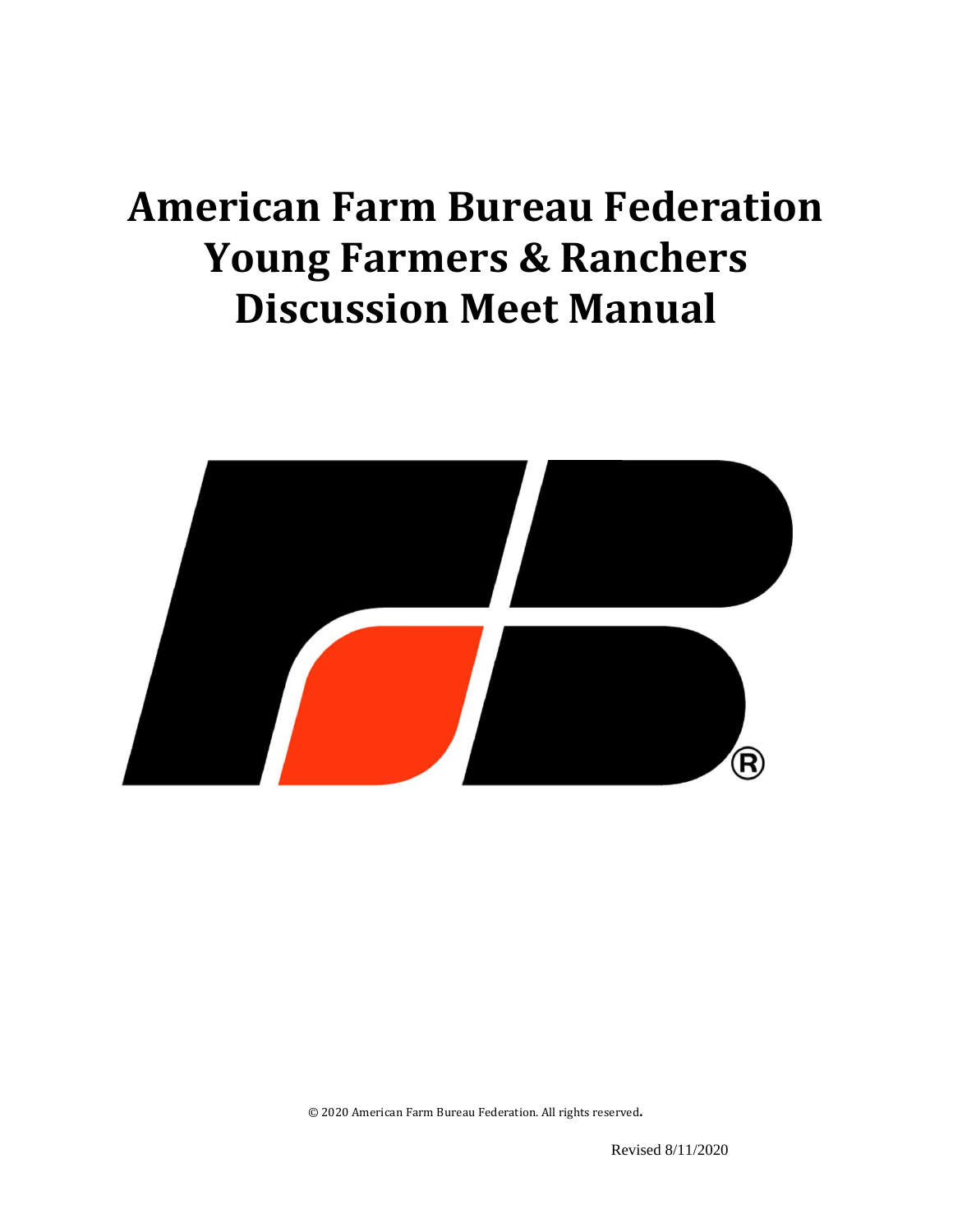# American Farm Bureau Federation Young Farmers & Ranchers Discussion Meet Manual

© 2020 American Farm Bureau Federation. All rights reserved.

Revised 8/11/2020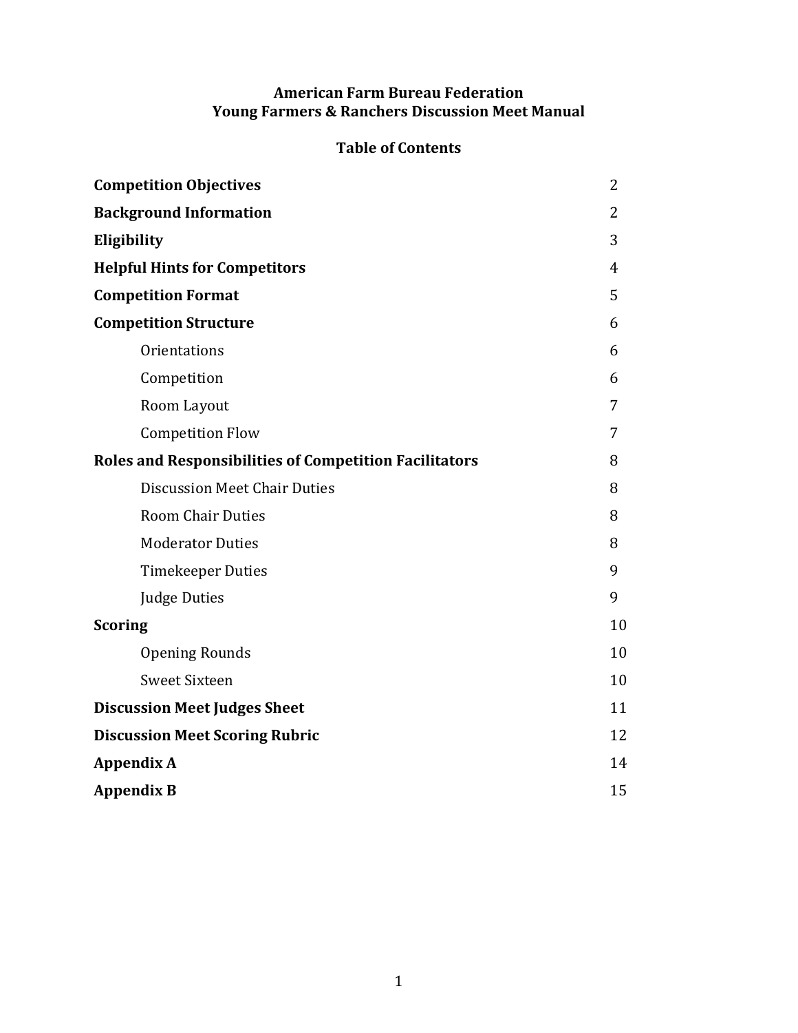# American Farm Bureau Federation
# Young Farmers & Ranchers Discussion Meet Manual

## Table of Contents

| | |
|---|---|
| **Competition Objectives** | 2 |
| **Background Information** | 2 |
| **Eligibility** | 3 |
| **Helpful Hints for Competitors** | 4 |
| **Competition Format** | 5 |
| **Competition Structure** | 6 |
| Orientations | 6 |
| Competition | 6 |
| Room Layout | 7 |
| Competition Flow | 7 |
| **Roles and Responsibilities of Competition Facilitators** | 8 |
| Discussion Meet Chair Duties | 8 |
| Room Chair Duties | 8 |
| Moderator Duties | 8 |
| Timekeeper Duties | 9 |
| Judge Duties | 9 |
| **Scoring** | 10 |
| Opening Rounds | 10 |
| Sweet Sixteen | 10 |
| **Discussion Meet Judges Sheet** | 11 |
| **Discussion Meet Scoring Rubric** | 12 |
| **Appendix A** | 14 |
| **Appendix B** | 15 |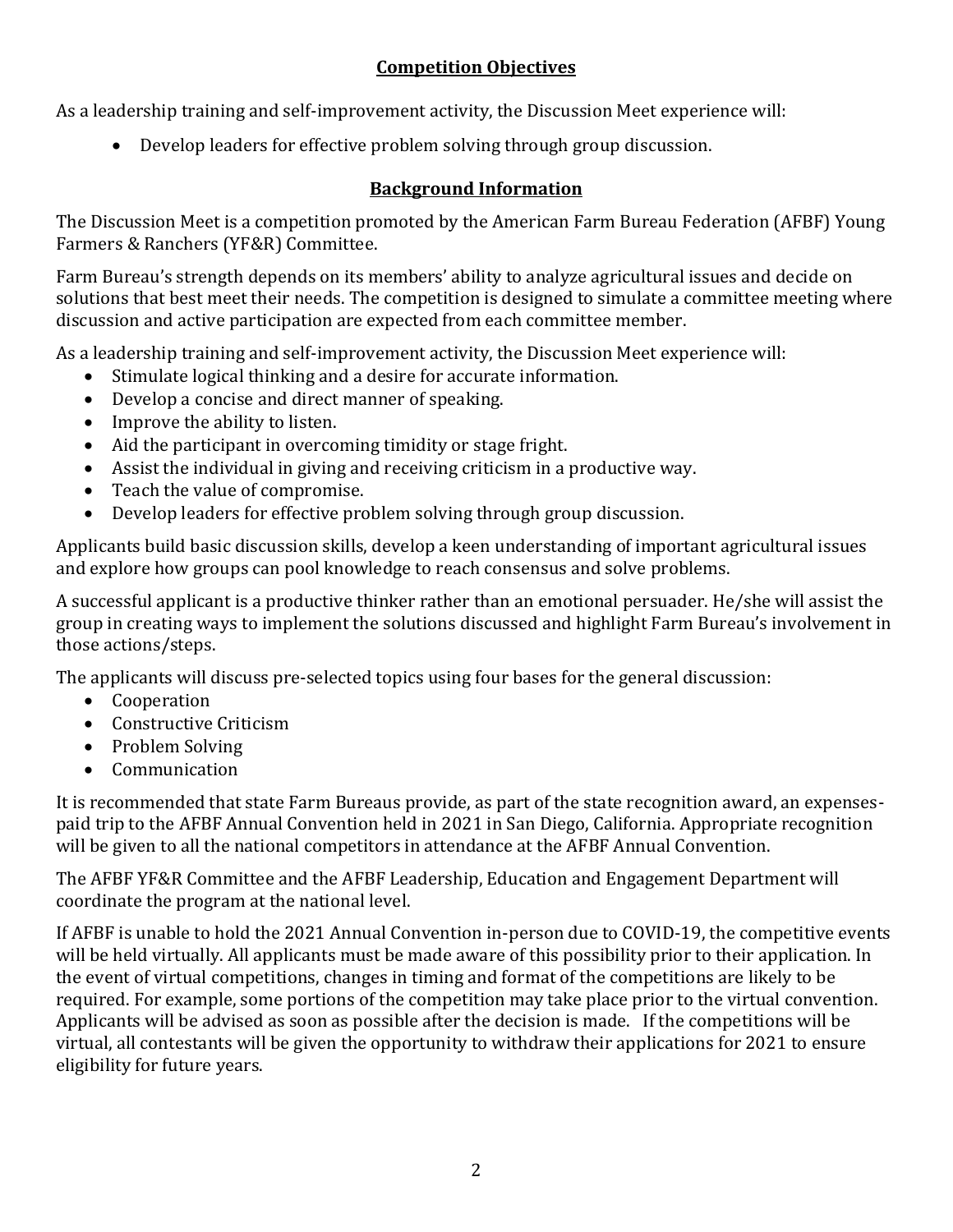## Competition Objectives

As a leadership training and self-improvement activity, the Discussion Meet experience will:

- Develop leaders for effective problem solving through group discussion.

## Background Information

The Discussion Meet is a competition promoted by the American Farm Bureau Federation (AFBF) Young Farmers & Ranchers (YF&R) Committee.

Farm Bureau's strength depends on its members' ability to analyze agricultural issues and decide on solutions that best meet their needs. The competition is designed to simulate a committee meeting where discussion and active participation are expected from each committee member.

As a leadership training and self-improvement activity, the Discussion Meet experience will:

- Stimulate logical thinking and a desire for accurate information.
- Develop a concise and direct manner of speaking.
- Improve the ability to listen.
- Aid the participant in overcoming timidity or stage fright.
- Assist the individual in giving and receiving criticism in a productive way.
- Teach the value of compromise.
- Develop leaders for effective problem solving through group discussion.

Applicants build basic discussion skills, develop a keen understanding of important agricultural issues and explore how groups can pool knowledge to reach consensus and solve problems.

A successful applicant is a productive thinker rather than an emotional persuader. He/she will assist the group in creating ways to implement the solutions discussed and highlight Farm Bureau's involvement in those actions/steps.

The applicants will discuss pre-selected topics using four bases for the general discussion:

- Cooperation
- Constructive Criticism
- Problem Solving
- Communication

It is recommended that state Farm Bureaus provide, as part of the state recognition award, an expenses-paid trip to the AFBF Annual Convention held in 2021 in San Diego, California. Appropriate recognition will be given to all the national competitors in attendance at the AFBF Annual Convention.

The AFBF YF&R Committee and the AFBF Leadership, Education and Engagement Department will coordinate the program at the national level.

If AFBF is unable to hold the 2021 Annual Convention in-person due to COVID-19, the competitive events will be held virtually. All applicants must be made aware of this possibility prior to their application. In the event of virtual competitions, changes in timing and format of the competitions are likely to be required. For example, some portions of the competition may take place prior to the virtual convention. Applicants will be advised as soon as possible after the decision is made. If the competitions will be virtual, all contestants will be given the opportunity to withdraw their applications for 2021 to ensure eligibility for future years.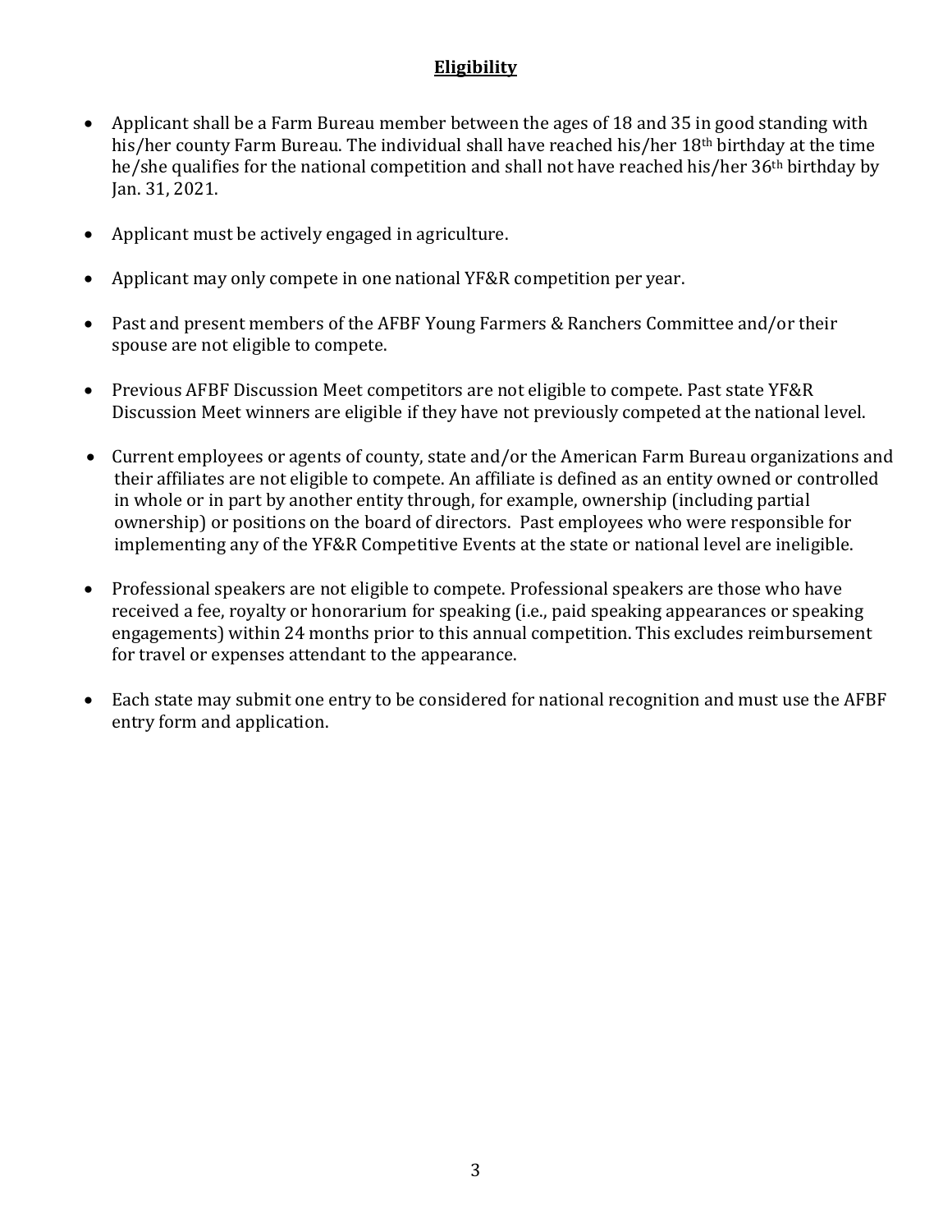## Eligibility

- Applicant shall be a Farm Bureau member between the ages of 18 and 35 in good standing with his/her county Farm Bureau. The individual shall have reached his/her 18th birthday at the time he/she qualifies for the national competition and shall not have reached his/her 36th birthday by Jan. 31, 2021.
- Applicant must be actively engaged in agriculture.
- Applicant may only compete in one national YF&R competition per year.
- Past and present members of the AFBF Young Farmers & Ranchers Committee and/or their spouse are not eligible to compete.
- Previous AFBF Discussion Meet competitors are not eligible to compete. Past state YF&R Discussion Meet winners are eligible if they have not previously competed at the national level.
- Current employees or agents of county, state and/or the American Farm Bureau organizations and their affiliates are not eligible to compete. An affiliate is defined as an entity owned or controlled in whole or in part by another entity through, for example, ownership (including partial ownership) or positions on the board of directors. Past employees who were responsible for implementing any of the YF&R Competitive Events at the state or national level are ineligible.
- Professional speakers are not eligible to compete. Professional speakers are those who have received a fee, royalty or honorarium for speaking (i.e., paid speaking appearances or speaking engagements) within 24 months prior to this annual competition. This excludes reimbursement for travel or expenses attendant to the appearance.
- Each state may submit one entry to be considered for national recognition and must use the AFBF entry form and application.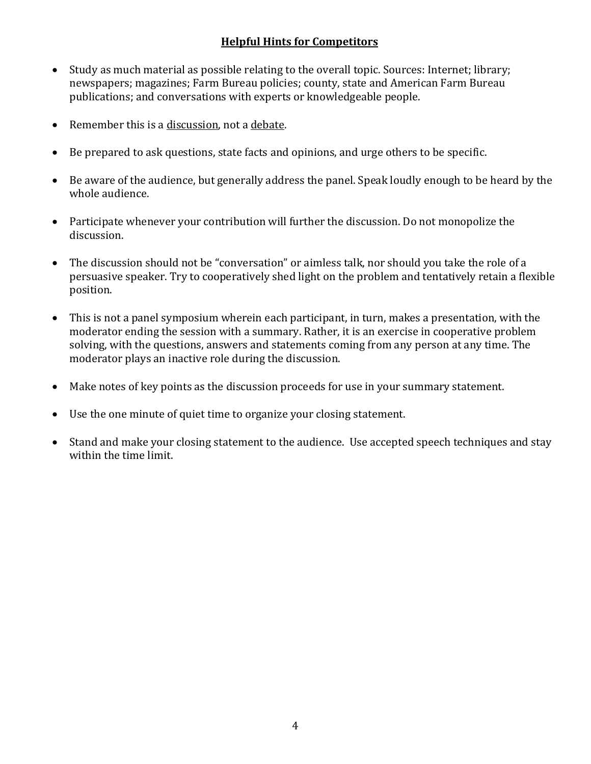## Helpful Hints for Competitors

- Study as much material as possible relating to the overall topic. Sources: Internet; library; newspapers; magazines; Farm Bureau policies; county, state and American Farm Bureau publications; and conversations with experts or knowledgeable people.

- Remember this is a <u>discussion</u>, not a <u>debate</u>.

- Be prepared to ask questions, state facts and opinions, and urge others to be specific.

- Be aware of the audience, but generally address the panel. Speak loudly enough to be heard by the whole audience.

- Participate whenever your contribution will further the discussion. Do not monopolize the discussion.

- The discussion should not be "conversation" or aimless talk, nor should you take the role of a persuasive speaker. Try to cooperatively shed light on the problem and tentatively retain a flexible position.

- This is not a panel symposium wherein each participant, in turn, makes a presentation, with the moderator ending the session with a summary. Rather, it is an exercise in cooperative problem solving, with the questions, answers and statements coming from any person at any time. The moderator plays an inactive role during the discussion.

- Make notes of key points as the discussion proceeds for use in your summary statement.

- Use the one minute of quiet time to organize your closing statement.

- Stand and make your closing statement to the audience. Use accepted speech techniques and stay within the time limit.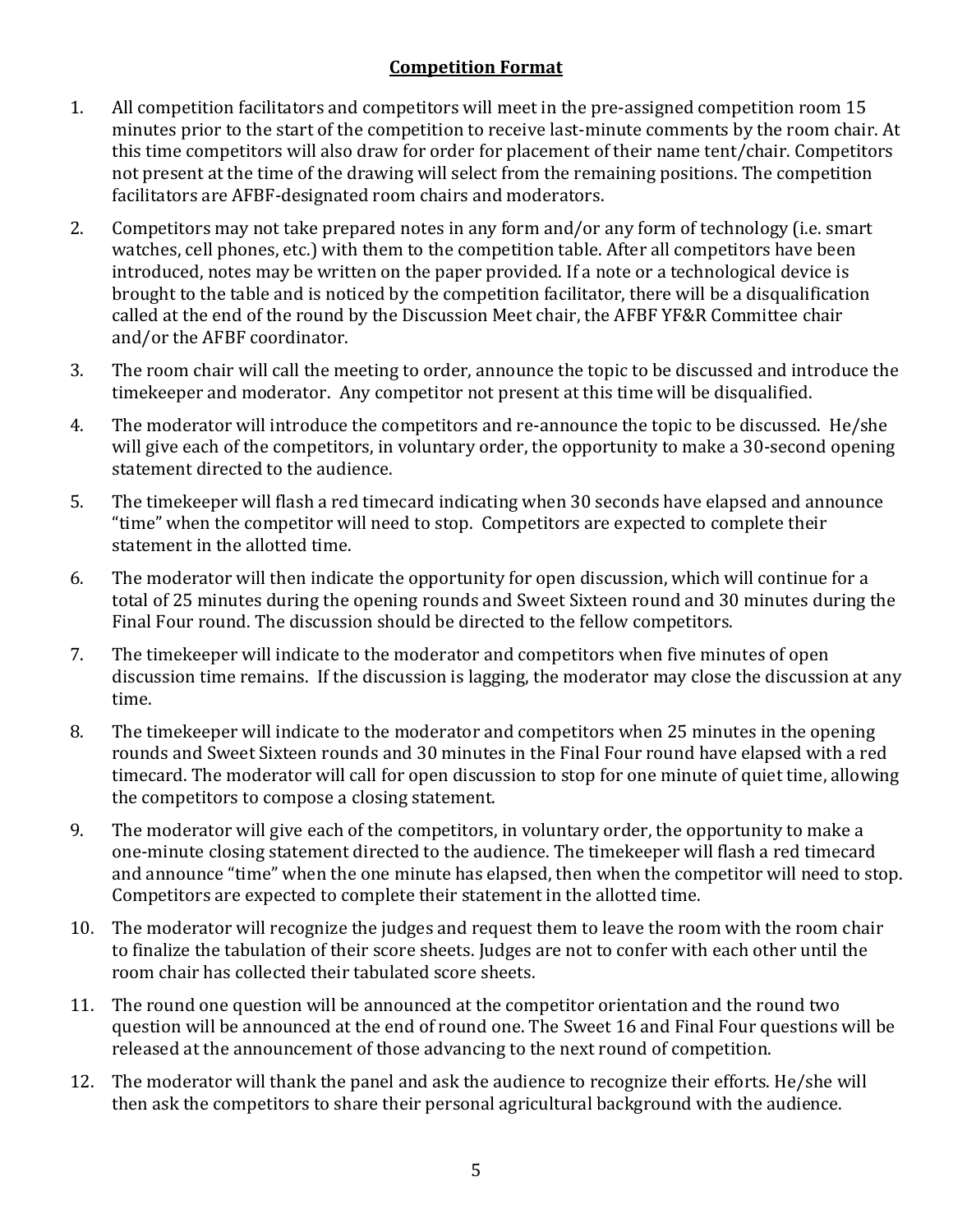## Competition Format

1. All competition facilitators and competitors will meet in the pre-assigned competition room 15 minutes prior to the start of the competition to receive last-minute comments by the room chair. At this time competitors will also draw for order for placement of their name tent/chair. Competitors not present at the time of the drawing will select from the remaining positions. The competition facilitators are AFBF-designated room chairs and moderators.

2. Competitors may not take prepared notes in any form and/or any form of technology (i.e. smart watches, cell phones, etc.) with them to the competition table. After all competitors have been introduced, notes may be written on the paper provided. If a note or a technological device is brought to the table and is noticed by the competition facilitator, there will be a disqualification called at the end of the round by the Discussion Meet chair, the AFBF YF&R Committee chair and/or the AFBF coordinator.

3. The room chair will call the meeting to order, announce the topic to be discussed and introduce the timekeeper and moderator. Any competitor not present at this time will be disqualified.

4. The moderator will introduce the competitors and re-announce the topic to be discussed. He/she will give each of the competitors, in voluntary order, the opportunity to make a 30-second opening statement directed to the audience.

5. The timekeeper will flash a red timecard indicating when 30 seconds have elapsed and announce "time" when the competitor will need to stop. Competitors are expected to complete their statement in the allotted time.

6. The moderator will then indicate the opportunity for open discussion, which will continue for a total of 25 minutes during the opening rounds and Sweet Sixteen round and 30 minutes during the Final Four round. The discussion should be directed to the fellow competitors.

7. The timekeeper will indicate to the moderator and competitors when five minutes of open discussion time remains. If the discussion is lagging, the moderator may close the discussion at any time.

8. The timekeeper will indicate to the moderator and competitors when 25 minutes in the opening rounds and Sweet Sixteen rounds and 30 minutes in the Final Four round have elapsed with a red timecard. The moderator will call for open discussion to stop for one minute of quiet time, allowing the competitors to compose a closing statement.

9. The moderator will give each of the competitors, in voluntary order, the opportunity to make a one-minute closing statement directed to the audience. The timekeeper will flash a red timecard and announce "time" when the one minute has elapsed, then when the competitor will need to stop. Competitors are expected to complete their statement in the allotted time.

10. The moderator will recognize the judges and request them to leave the room with the room chair to finalize the tabulation of their score sheets. Judges are not to confer with each other until the room chair has collected their tabulated score sheets.

11. The round one question will be announced at the competitor orientation and the round two question will be announced at the end of round one. The Sweet 16 and Final Four questions will be released at the announcement of those advancing to the next round of competition.

12. The moderator will thank the panel and ask the audience to recognize their efforts. He/she will then ask the competitors to share their personal agricultural background with the audience.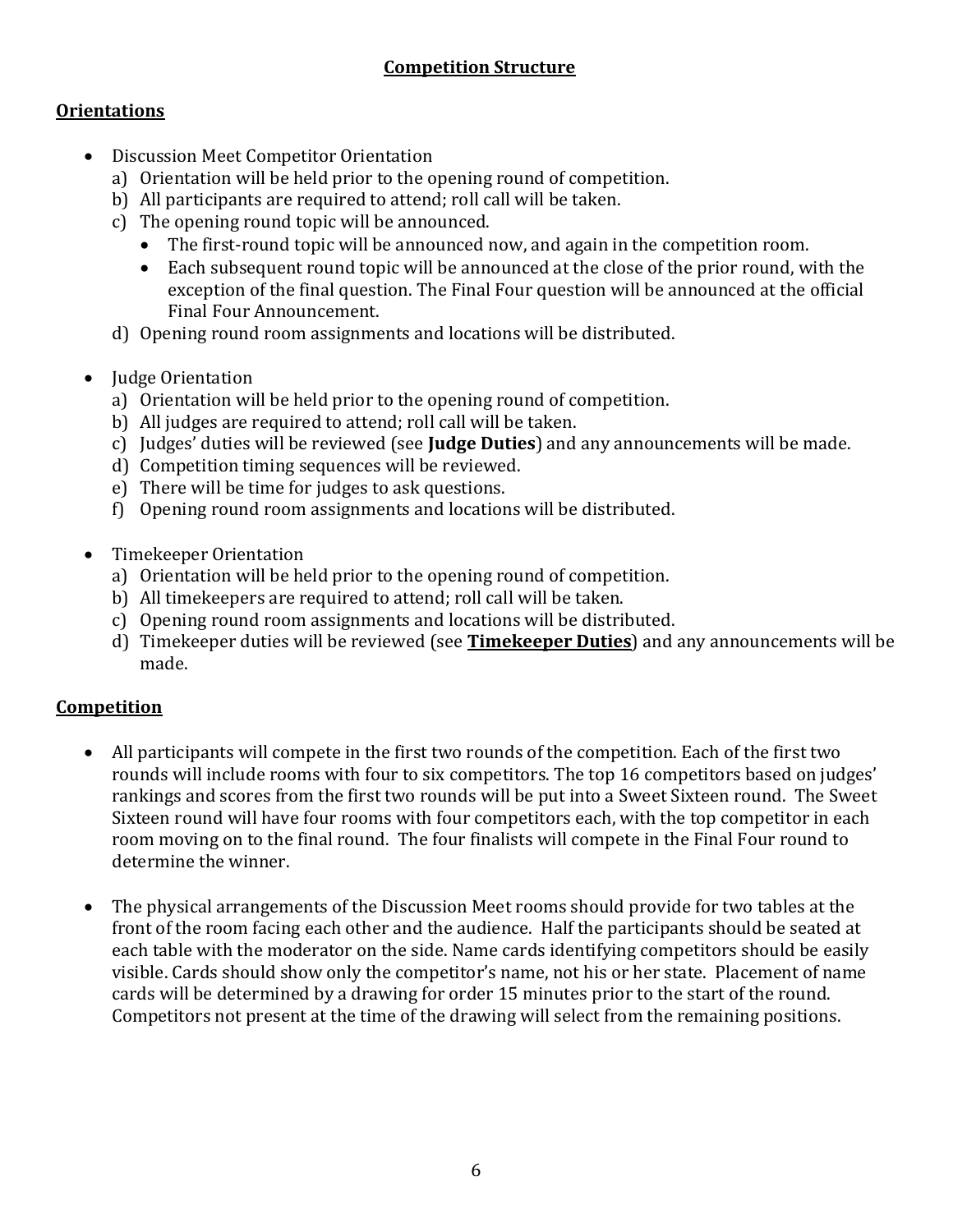# Competition Structure

## Orientations

- Discussion Meet Competitor Orientation
  a) Orientation will be held prior to the opening round of competition.
  b) All participants are required to attend; roll call will be taken.
  c) The opening round topic will be announced.
     - The first-round topic will be announced now, and again in the competition room.
     - Each subsequent round topic will be announced at the close of the prior round, with the exception of the final question. The Final Four question will be announced at the official Final Four Announcement.
  d) Opening round room assignments and locations will be distributed.

- Judge Orientation
  a) Orientation will be held prior to the opening round of competition.
  b) All judges are required to attend; roll call will be taken.
  c) Judges' duties will be reviewed (see **Judge Duties**) and any announcements will be made.
  d) Competition timing sequences will be reviewed.
  e) There will be time for judges to ask questions.
  f) Opening round room assignments and locations will be distributed.

- Timekeeper Orientation
  a) Orientation will be held prior to the opening round of competition.
  b) All timekeepers are required to attend; roll call will be taken.
  c) Opening round room assignments and locations will be distributed.
  d) Timekeeper duties will be reviewed (see **Timekeeper Duties**) and any announcements will be made.

## Competition

- All participants will compete in the first two rounds of the competition. Each of the first two rounds will include rooms with four to six competitors. The top 16 competitors based on judges' rankings and scores from the first two rounds will be put into a Sweet Sixteen round. The Sweet Sixteen round will have four rooms with four competitors each, with the top competitor in each room moving on to the final round. The four finalists will compete in the Final Four round to determine the winner.

- The physical arrangements of the Discussion Meet rooms should provide for two tables at the front of the room facing each other and the audience. Half the participants should be seated at each table with the moderator on the side. Name cards identifying competitors should be easily visible. Cards should show only the competitor's name, not his or her state. Placement of name cards will be determined by a drawing for order 15 minutes prior to the start of the round. Competitors not present at the time of the drawing will select from the remaining positions.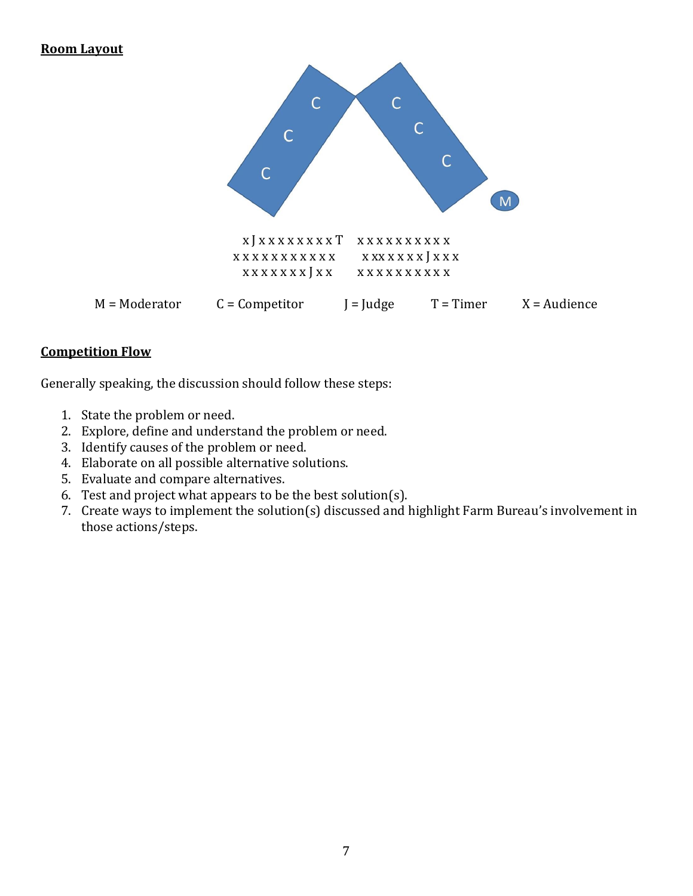**Room Layout**

```
 x J x x x x x x x x T    x x x x x x x x x x
x x x x x x x x x x x       x xx x x x x J x x x
 x x x x x x x J x x      x x x x x x x x x x
```

M = Moderator     C = Competitor     J = Judge     T = Timer     X = Audience

**Competition Flow**

Generally speaking, the discussion should follow these steps:

1. State the problem or need.
2. Explore, define and understand the problem or need.
3. Identify causes of the problem or need.
4. Elaborate on all possible alternative solutions.
5. Evaluate and compare alternatives.
6. Test and project what appears to be the best solution(s).
7. Create ways to implement the solution(s) discussed and highlight Farm Bureau's involvement in those actions/steps.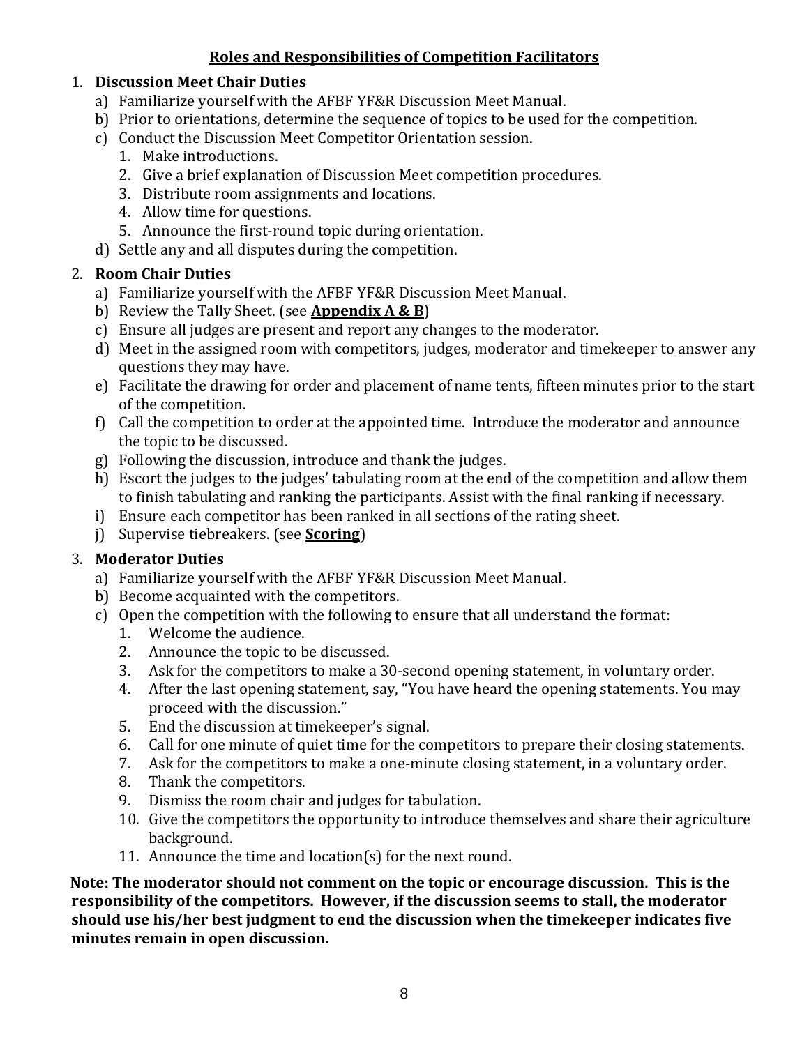## Roles and Responsibilities of Competition Facilitators

1. **Discussion Meet Chair Duties**
   a) Familiarize yourself with the AFBF YF&R Discussion Meet Manual.
   b) Prior to orientations, determine the sequence of topics to be used for the competition.
   c) Conduct the Discussion Meet Competitor Orientation session.
      1. Make introductions.
      2. Give a brief explanation of Discussion Meet competition procedures.
      3. Distribute room assignments and locations.
      4. Allow time for questions.
      5. Announce the first-round topic during orientation.
   d) Settle any and all disputes during the competition.

2. **Room Chair Duties**
   a) Familiarize yourself with the AFBF YF&R Discussion Meet Manual.
   b) Review the Tally Sheet. (see **Appendix A & B**)
   c) Ensure all judges are present and report any changes to the moderator.
   d) Meet in the assigned room with competitors, judges, moderator and timekeeper to answer any questions they may have.
   e) Facilitate the drawing for order and placement of name tents, fifteen minutes prior to the start of the competition.
   f) Call the competition to order at the appointed time. Introduce the moderator and announce the topic to be discussed.
   g) Following the discussion, introduce and thank the judges.
   h) Escort the judges to the judges' tabulating room at the end of the competition and allow them to finish tabulating and ranking the participants. Assist with the final ranking if necessary.
   i) Ensure each competitor has been ranked in all sections of the rating sheet.
   j) Supervise tiebreakers. (see **Scoring**)

3. **Moderator Duties**
   a) Familiarize yourself with the AFBF YF&R Discussion Meet Manual.
   b) Become acquainted with the competitors.
   c) Open the competition with the following to ensure that all understand the format:
      1. Welcome the audience.
      2. Announce the topic to be discussed.
      3. Ask for the competitors to make a 30-second opening statement, in voluntary order.
      4. After the last opening statement, say, "You have heard the opening statements. You may proceed with the discussion."
      5. End the discussion at timekeeper's signal.
      6. Call for one minute of quiet time for the competitors to prepare their closing statements.
      7. Ask for the competitors to make a one-minute closing statement, in a voluntary order.
      8. Thank the competitors.
      9. Dismiss the room chair and judges for tabulation.
      10. Give the competitors the opportunity to introduce themselves and share their agriculture background.
      11. Announce the time and location(s) for the next round.

**Note: The moderator should not comment on the topic or encourage discussion. This is the responsibility of the competitors. However, if the discussion seems to stall, the moderator should use his/her best judgment to end the discussion when the timekeeper indicates five minutes remain in open discussion.**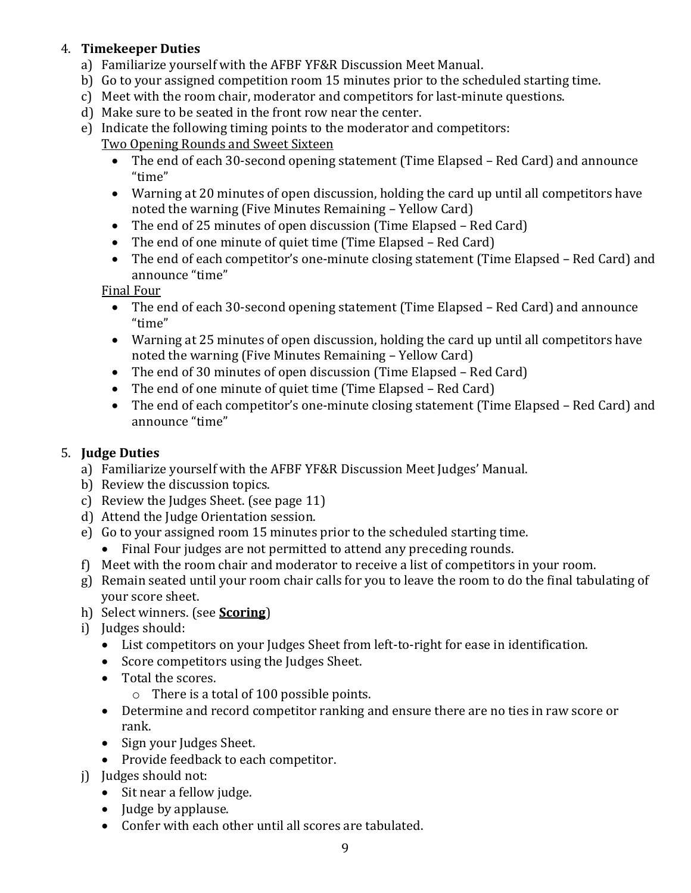4. **Timekeeper Duties**
   a) Familiarize yourself with the AFBF YF&R Discussion Meet Manual.
   b) Go to your assigned competition room 15 minutes prior to the scheduled starting time.
   c) Meet with the room chair, moderator and competitors for last-minute questions.
   d) Make sure to be seated in the front row near the center.
   e) Indicate the following timing points to the moderator and competitors:

      <u>Two Opening Rounds and Sweet Sixteen</u>

      - The end of each 30-second opening statement (Time Elapsed – Red Card) and announce "time"
      - Warning at 20 minutes of open discussion, holding the card up until all competitors have noted the warning (Five Minutes Remaining – Yellow Card)
      - The end of 25 minutes of open discussion (Time Elapsed – Red Card)
      - The end of one minute of quiet time (Time Elapsed – Red Card)
      - The end of each competitor's one-minute closing statement (Time Elapsed – Red Card) and announce "time"

      <u>Final Four</u>

      - The end of each 30-second opening statement (Time Elapsed – Red Card) and announce "time"
      - Warning at 25 minutes of open discussion, holding the card up until all competitors have noted the warning (Five Minutes Remaining – Yellow Card)
      - The end of 30 minutes of open discussion (Time Elapsed – Red Card)
      - The end of one minute of quiet time (Time Elapsed – Red Card)
      - The end of each competitor's one-minute closing statement (Time Elapsed – Red Card) and announce "time"

5. **Judge Duties**
   a) Familiarize yourself with the AFBF YF&R Discussion Meet Judges' Manual.
   b) Review the discussion topics.
   c) Review the Judges Sheet. (see page 11)
   d) Attend the Judge Orientation session.
   e) Go to your assigned room 15 minutes prior to the scheduled starting time.
      - Final Four judges are not permitted to attend any preceding rounds.
   f) Meet with the room chair and moderator to receive a list of competitors in your room.
   g) Remain seated until your room chair calls for you to leave the room to do the final tabulating of your score sheet.
   h) Select winners. (see **<u>Scoring</u>**)
   i) Judges should:
      - List competitors on your Judges Sheet from left-to-right for ease in identification.
      - Score competitors using the Judges Sheet.
      - Total the scores.
        - There is a total of 100 possible points.
      - Determine and record competitor ranking and ensure there are no ties in raw score or rank.
      - Sign your Judges Sheet.
      - Provide feedback to each competitor.
   j) Judges should not:
      - Sit near a fellow judge.
      - Judge by applause.
      - Confer with each other until all scores are tabulated.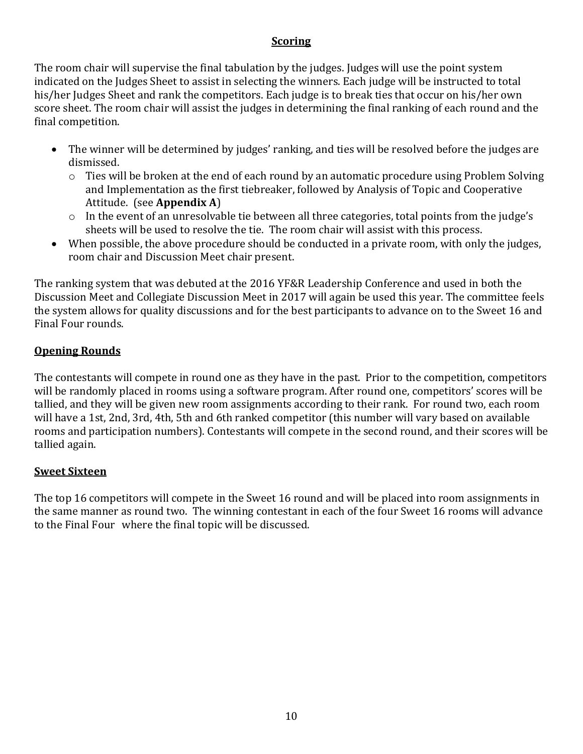## Scoring

The room chair will supervise the final tabulation by the judges. Judges will use the point system indicated on the Judges Sheet to assist in selecting the winners. Each judge will be instructed to total his/her Judges Sheet and rank the competitors. Each judge is to break ties that occur on his/her own score sheet. The room chair will assist the judges in determining the final ranking of each round and the final competition.

- The winner will be determined by judges' ranking, and ties will be resolved before the judges are dismissed.
  - Ties will be broken at the end of each round by an automatic procedure using Problem Solving and Implementation as the first tiebreaker, followed by Analysis of Topic and Cooperative Attitude. (see **Appendix A**)
  - In the event of an unresolvable tie between all three categories, total points from the judge's sheets will be used to resolve the tie. The room chair will assist with this process.
- When possible, the above procedure should be conducted in a private room, with only the judges, room chair and Discussion Meet chair present.

The ranking system that was debuted at the 2016 YF&R Leadership Conference and used in both the Discussion Meet and Collegiate Discussion Meet in 2017 will again be used this year. The committee feels the system allows for quality discussions and for the best participants to advance on to the Sweet 16 and Final Four rounds.

## Opening Rounds

The contestants will compete in round one as they have in the past. Prior to the competition, competitors will be randomly placed in rooms using a software program. After round one, competitors' scores will be tallied, and they will be given new room assignments according to their rank. For round two, each room will have a 1st, 2nd, 3rd, 4th, 5th and 6th ranked competitor (this number will vary based on available rooms and participation numbers). Contestants will compete in the second round, and their scores will be tallied again.

## Sweet Sixteen

The top 16 competitors will compete in the Sweet 16 round and will be placed into room assignments in the same manner as round two. The winning contestant in each of the four Sweet 16 rooms will advance to the Final Four where the final topic will be discussed.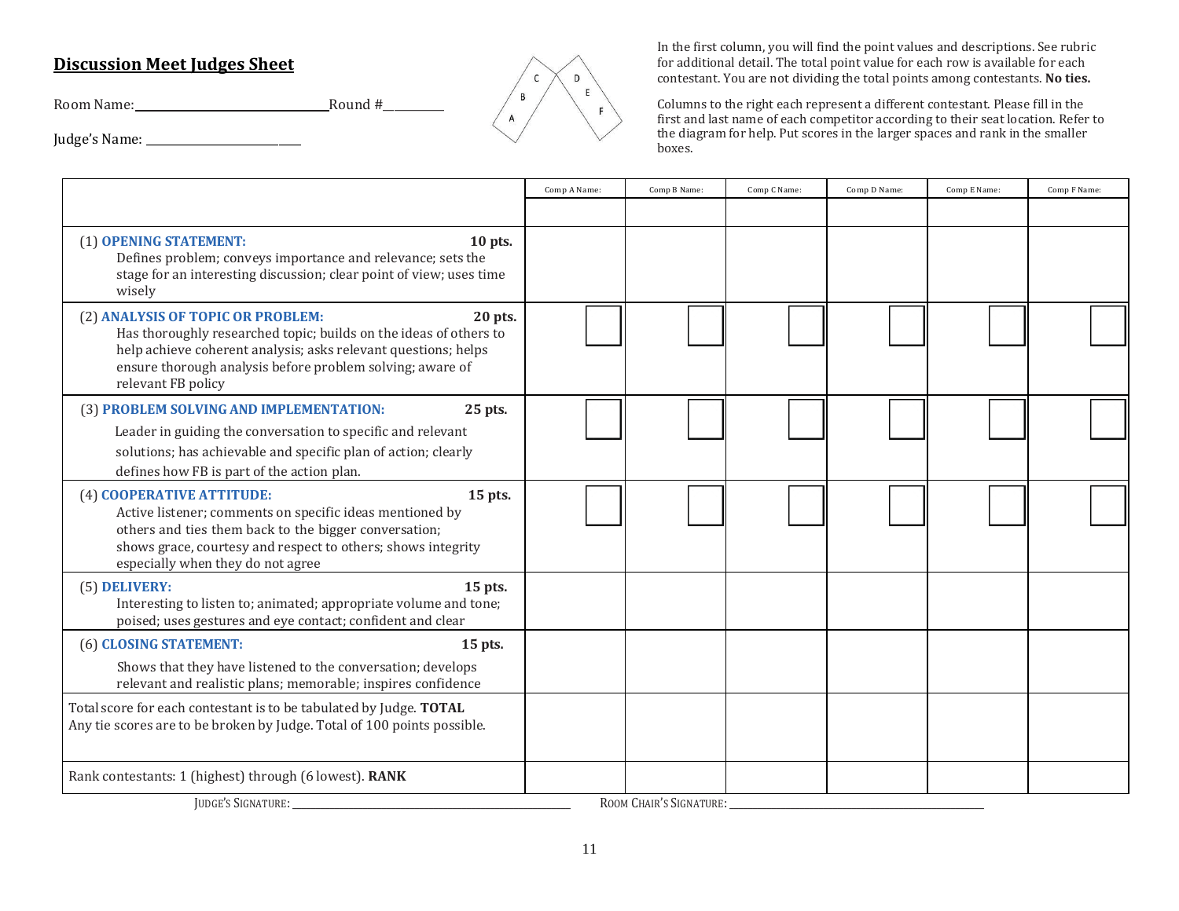## Discussion Meet Judges Sheet

Room Name:________________________________Round #__________

Judge's Name: _________________________

In the first column, you will find the point values and descriptions. See rubric for additional detail. The total point value for each row is available for each contestant. You are not dividing the total points among contestants. **No ties.**

Columns to the right each represent a different contestant. Please fill in the first and last name of each competitor according to their seat location. Refer to the diagram for help. Put scores in the larger spaces and rank in the smaller boxes.

| | Comp A Name: | Comp B Name: | Comp C Name: | Comp D Name: | Comp E Name: | Comp F Name: |
|---|---|---|---|---|---|---|
| | | | | | | |
| (1) **OPENING STATEMENT:** **10 pts.** Defines problem; conveys importance and relevance; sets the stage for an interesting discussion; clear point of view; uses time wisely | | | | | | |
| (2) **ANALYSIS OF TOPIC OR PROBLEM:** **20 pts.** Has thoroughly researched topic; builds on the ideas of others to help achieve coherent analysis; asks relevant questions; helps ensure thorough analysis before problem solving; aware of relevant FB policy | | | | | | |
| (3) **PROBLEM SOLVING AND IMPLEMENTATION:** **25 pts.** Leader in guiding the conversation to specific and relevant solutions; has achievable and specific plan of action; clearly defines how FB is part of the action plan. | | | | | | |
| (4) **COOPERATIVE ATTITUDE:** **15 pts.** Active listener; comments on specific ideas mentioned by others and ties them back to the bigger conversation; shows grace, courtesy and respect to others; shows integrity especially when they do not agree | | | | | | |
| (5) **DELIVERY:** **15 pts.** Interesting to listen to; animated; appropriate volume and tone; poised; uses gestures and eye contact; confident and clear | | | | | | |
| (6) **CLOSING STATEMENT:** **15 pts.** Shows that they have listened to the conversation; develops relevant and realistic plans; memorable; inspires confidence | | | | | | |
| Total score for each contestant is to be tabulated by Judge. **TOTAL** Any tie scores are to be broken by Judge. Total of 100 points possible. | | | | | | |
| Rank contestants: 1 (highest) through (6 lowest). **RANK** | | | | | | |

JUDGE'S SIGNATURE: ______________________________ ROOM CHAIR'S SIGNATURE: ______________________________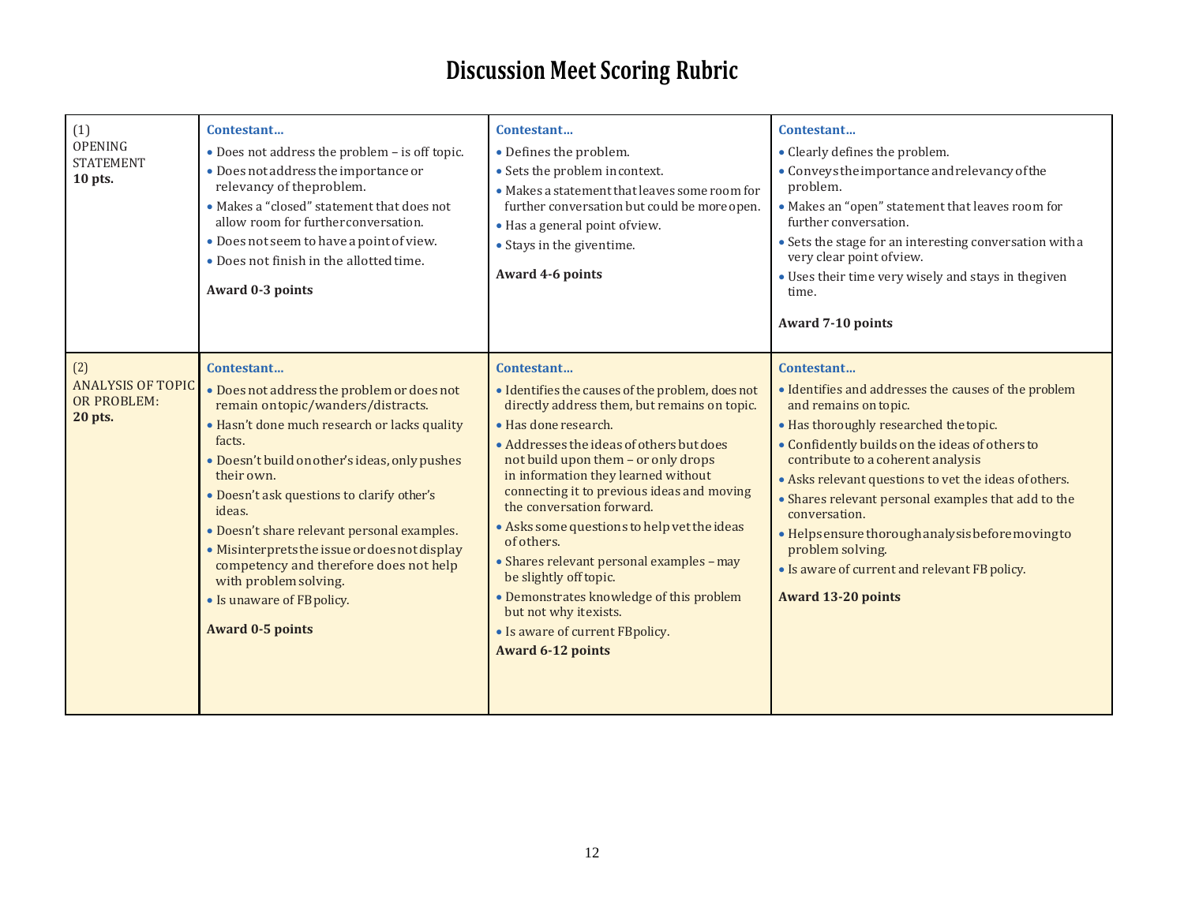# Discussion Meet Scoring Rubric

| | | | |
|---|---|---|---|
| (1) OPENING STATEMENT **10 pts.** | **Contestant…**<br>• Does not address the problem – is off topic.<br>• Does not address the importance or relevancy of the problem.<br>• Makes a "closed" statement that does not allow room for further conversation.<br>• Does not seem to have a point of view.<br>• Does not finish in the allotted time.<br>**Award 0-3 points** | **Contestant…**<br>• Defines the problem.<br>• Sets the problem in context.<br>• Makes a statement that leaves some room for further conversation but could be more open.<br>• Has a general point of view.<br>• Stays in the given time.<br>**Award 4-6 points** | **Contestant…**<br>• Clearly defines the problem.<br>• Conveys the importance and relevancy of the problem.<br>• Makes an "open" statement that leaves room for further conversation.<br>• Sets the stage for an interesting conversation with a very clear point of view.<br>• Uses their time very wisely and stays in the given time.<br>**Award 7-10 points** |
| (2) ANALYSIS OF TOPIC OR PROBLEM: **20 pts.** | **Contestant…**<br>• Does not address the problem or does not remain on topic/wanders/distracts.<br>• Hasn't done much research or lacks quality facts.<br>• Doesn't build on other's ideas, only pushes their own.<br>• Doesn't ask questions to clarify other's ideas.<br>• Doesn't share relevant personal examples.<br>• Misinterprets the issue or does not display competency and therefore does not help with problem solving.<br>• Is unaware of FB policy.<br>**Award 0-5 points** | **Contestant…**<br>• Identifies the causes of the problem, does not directly address them, but remains on topic.<br>• Has done research.<br>• Addresses the ideas of others but does not build upon them – or only drops in information they learned without connecting it to previous ideas and moving the conversation forward.<br>• Asks some questions to help vet the ideas of others.<br>• Shares relevant personal examples – may be slightly off topic.<br>• Demonstrates knowledge of this problem but not why it exists.<br>• Is aware of current FB policy.<br>**Award 6-12 points** | **Contestant…**<br>• Identifies and addresses the causes of the problem and remains on topic.<br>• Has thoroughly researched the topic.<br>• Confidently builds on the ideas of others to contribute to a coherent analysis<br>• Asks relevant questions to vet the ideas of others.<br>• Shares relevant personal examples that add to the conversation.<br>• Helps ensure thorough analysis before moving to problem solving.<br>• Is aware of current and relevant FB policy.<br>**Award 13-20 points** |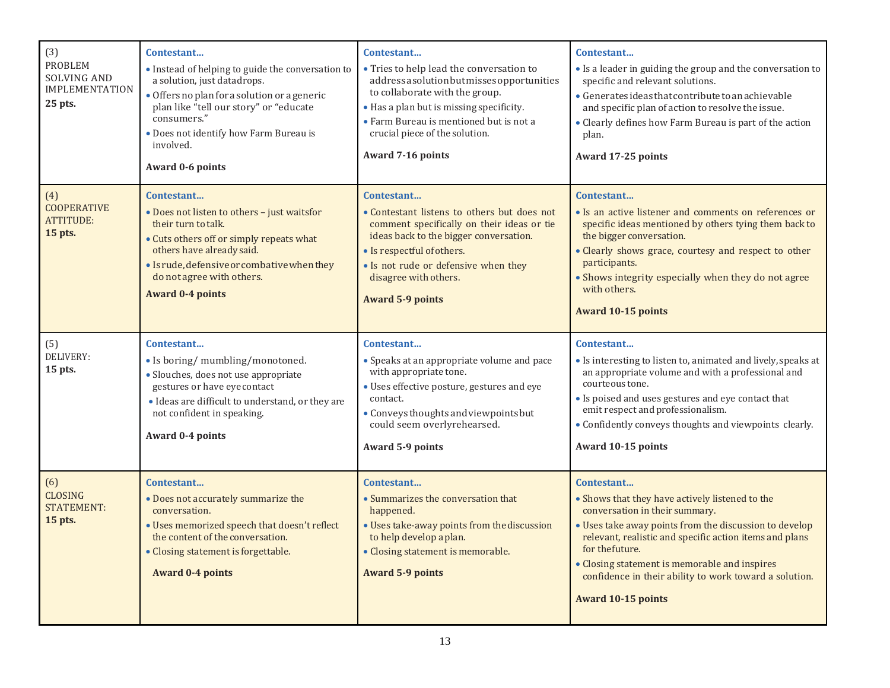| | | | |
|---|---|---|---|
| (3) PROBLEM SOLVING AND IMPLEMENTATION **25 pts.** | **Contestant...**<br>• Instead of helping to guide the conversation to a solution, just datadrops.<br>• Offers no plan for a solution or a generic plan like "tell our story" or "educate consumers."<br>• Does not identify how Farm Bureau is involved.<br>**Award 0-6 points** | **Contestant...**<br>• Tries to help lead the conversation to addressasolutionbutmissesopportunities to collaborate with the group.<br>• Has a plan but is missing specificity.<br>• Farm Bureau is mentioned but is not a crucial piece of the solution.<br>**Award 7-16 points** | **Contestant...**<br>• Is a leader in guiding the group and the conversation to specific and relevant solutions.<br>• Generates ideas that contribute to an achievable and specific plan of action to resolve the issue.<br>• Clearly defines how Farm Bureau is part of the action plan.<br>**Award 17-25 points** |
| (4) COOPERATIVE ATTITUDE: **15 pts.** | **Contestant...**<br>• Does not listen to others – just waitsfor their turn to talk.<br>• Cuts others off or simply repeats what others have already said.<br>• Isrude, defensive or combative when they do not agree with others.<br>**Award 0-4 points** | **Contestant...**<br>• Contestant listens to others but does not comment specifically on their ideas or tie ideas back to the bigger conversation.<br>• Is respectful of others.<br>• Is not rude or defensive when they disagree with others.<br>**Award 5-9 points** | **Contestant...**<br>• Is an active listener and comments on references or specific ideas mentioned by others tying them back to the bigger conversation.<br>• Clearly shows grace, courtesy and respect to other participants.<br>• Shows integrity especially when they do not agree with others.<br>**Award 10-15 points** |
| (5) DELIVERY: **15 pts.** | **Contestant...**<br>• Is boring/ mumbling/monotoned.<br>• Slouches, does not use appropriate gestures or have eye contact<br>• Ideas are difficult to understand, or they are not confident in speaking.<br>**Award 0-4 points** | **Contestant...**<br>• Speaks at an appropriate volume and pace with appropriate tone.<br>• Uses effective posture, gestures and eye contact.<br>• Conveys thoughts and viewpoints but could seem overlyrehearsed.<br>**Award 5-9 points** | **Contestant...**<br>• Is interesting to listen to, animated and lively, speaks at an appropriate volume and with a professional and courteous tone.<br>• Is poised and uses gestures and eye contact that emit respect and professionalism.<br>• Confidently conveys thoughts and viewpoints clearly.<br>**Award 10-15 points** |
| (6) CLOSING STATEMENT: **15 pts.** | **Contestant...**<br>• Does not accurately summarize the conversation.<br>• Uses memorized speech that doesn't reflect the content of the conversation.<br>• Closing statement is forgettable.<br>**Award 0-4 points** | **Contestant...**<br>• Summarizes the conversation that happened.<br>• Uses take-away points from the discussion to help develop a plan.<br>• Closing statement is memorable.<br>**Award 5-9 points** | **Contestant...**<br>• Shows that they have actively listened to the conversation in their summary.<br>• Uses take away points from the discussion to develop relevant, realistic and specific action items and plans for thefuture.<br>• Closing statement is memorable and inspires confidence in their ability to work toward a solution.<br>**Award 10-15 points** |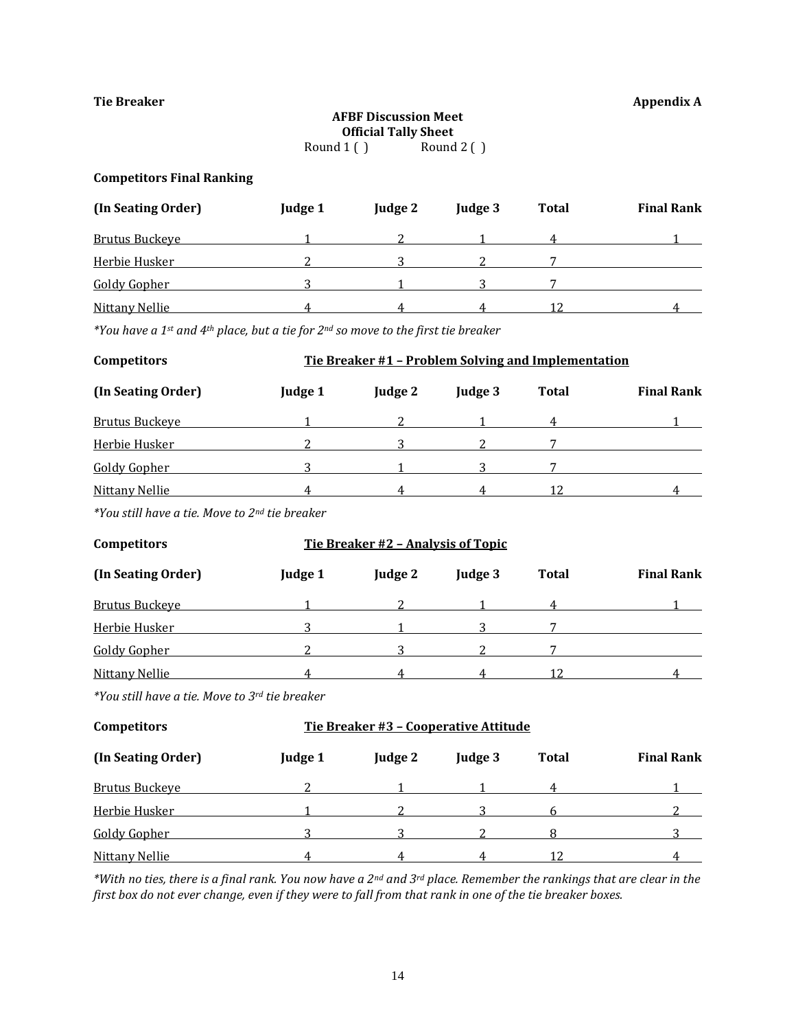**Tie Breaker** **Appendix A**

**AFBF Discussion Meet**
**Official Tally Sheet**
Round 1 ( ) Round 2 ( )

**Competitors Final Ranking**

| (In Seating Order) | Judge 1 | Judge 2 | Judge 3 | Total | Final Rank |
|---|---|---|---|---|---|
| Brutus Buckeye | 1 | 2 | 1 | 4 | 1 |
| Herbie Husker | 2 | 3 | 2 | 7 | |
| Goldy Gopher | 3 | 1 | 3 | 7 | |
| Nittany Nellie | 4 | 4 | 4 | 12 | 4 |

*\*You have a 1st and 4th place, but a tie for 2nd so move to the first tie breaker*

**Competitors** **Tie Breaker #1 – Problem Solving and Implementation**

| (In Seating Order) | Judge 1 | Judge 2 | Judge 3 | Total | Final Rank |
|---|---|---|---|---|---|
| Brutus Buckeye | 1 | 2 | 1 | 4 | 1 |
| Herbie Husker | 2 | 3 | 2 | 7 | |
| Goldy Gopher | 3 | 1 | 3 | 7 | |
| Nittany Nellie | 4 | 4 | 4 | 12 | 4 |

*\*You still have a tie. Move to 2nd tie breaker*

**Competitors** **Tie Breaker #2 – Analysis of Topic**

| (In Seating Order) | Judge 1 | Judge 2 | Judge 3 | Total | Final Rank |
|---|---|---|---|---|---|
| Brutus Buckeye | 1 | 2 | 1 | 4 | 1 |
| Herbie Husker | 3 | 1 | 3 | 7 | |
| Goldy Gopher | 2 | 3 | 2 | 7 | |
| Nittany Nellie | 4 | 4 | 4 | 12 | 4 |

*\*You still have a tie. Move to 3rd tie breaker*

**Competitors** **Tie Breaker #3 – Cooperative Attitude**

| (In Seating Order) | Judge 1 | Judge 2 | Judge 3 | Total | Final Rank |
|---|---|---|---|---|---|
| Brutus Buckeye | 2 | 1 | 1 | 4 | 1 |
| Herbie Husker | 1 | 2 | 3 | 6 | 2 |
| Goldy Gopher | 3 | 3 | 2 | 8 | 3 |
| Nittany Nellie | 4 | 4 | 4 | 12 | 4 |

*\*With no ties, there is a final rank. You now have a 2nd and 3rd place. Remember the rankings that are clear in the first box do not ever change, even if they were to fall from that rank in one of the tie breaker boxes.*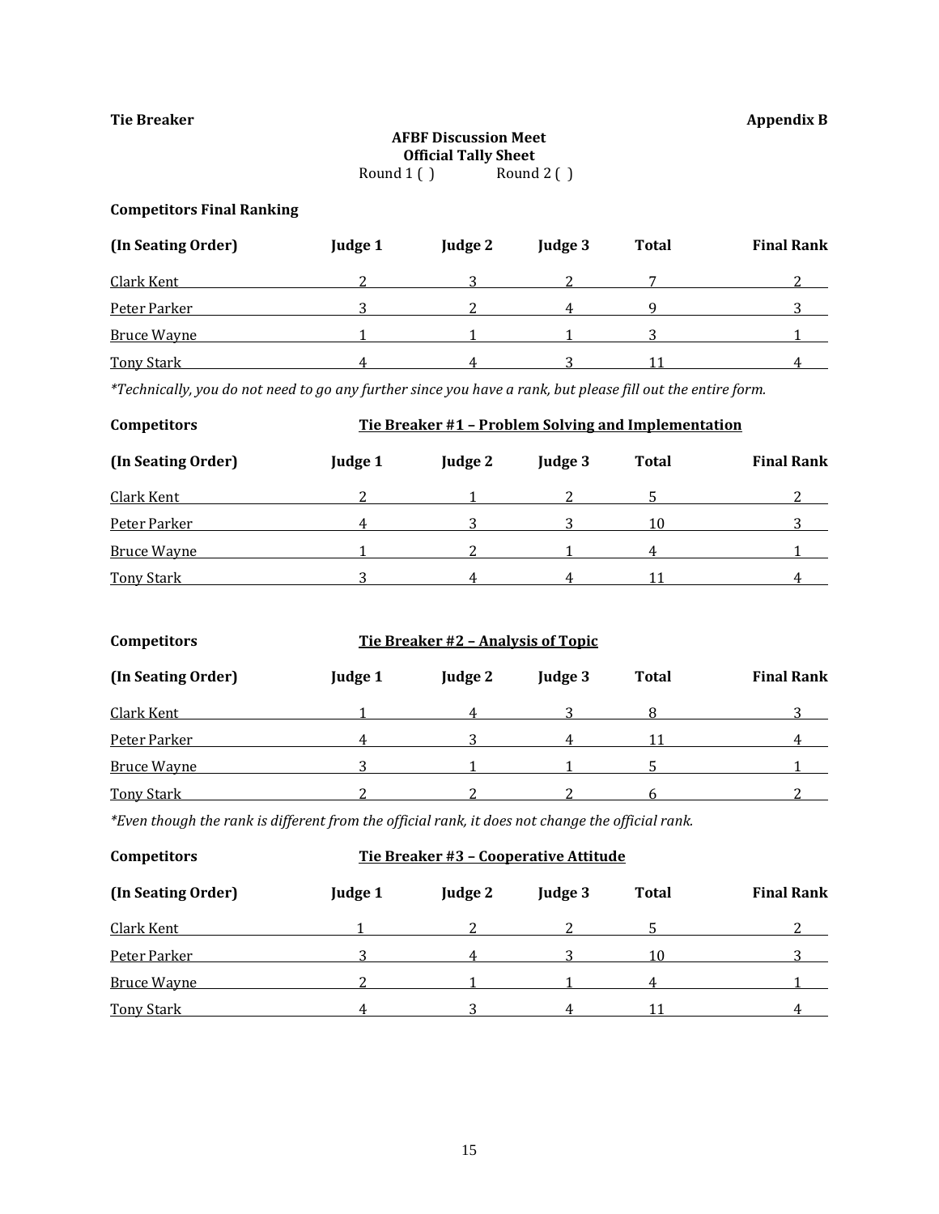**Tie Breaker** **Appendix B**

**AFBF Discussion Meet**
**Official Tally Sheet**
Round 1 ( ) Round 2 ( )

**Competitors Final Ranking**

| (In Seating Order) | Judge 1 | Judge 2 | Judge 3 | Total | Final Rank |
|---|---|---|---|---|---|
| Clark Kent | 2 | 3 | 2 | 7 | 2 |
| Peter Parker | 3 | 2 | 4 | 9 | 3 |
| Bruce Wayne | 1 | 1 | 1 | 3 | 1 |
| Tony Stark | 4 | 4 | 3 | 11 | 4 |

*\*Technically, you do not need to go any further since you have a rank, but please fill out the entire form.*

**Competitors** **Tie Breaker #1 – Problem Solving and Implementation**

| (In Seating Order) | Judge 1 | Judge 2 | Judge 3 | Total | Final Rank |
|---|---|---|---|---|---|
| Clark Kent | 2 | 1 | 2 | 5 | 2 |
| Peter Parker | 4 | 3 | 3 | 10 | 3 |
| Bruce Wayne | 1 | 2 | 1 | 4 | 1 |
| Tony Stark | 3 | 4 | 4 | 11 | 4 |

**Competitors** **Tie Breaker #2 – Analysis of Topic**

| (In Seating Order) | Judge 1 | Judge 2 | Judge 3 | Total | Final Rank |
|---|---|---|---|---|---|
| Clark Kent | 1 | 4 | 3 | 8 | 3 |
| Peter Parker | 4 | 3 | 4 | 11 | 4 |
| Bruce Wayne | 3 | 1 | 1 | 5 | 1 |
| Tony Stark | 2 | 2 | 2 | 6 | 2 |

*\*Even though the rank is different from the official rank, it does not change the official rank.*

**Competitors** **Tie Breaker #3 – Cooperative Attitude**

| (In Seating Order) | Judge 1 | Judge 2 | Judge 3 | Total | Final Rank |
|---|---|---|---|---|---|
| Clark Kent | 1 | 2 | 2 | 5 | 2 |
| Peter Parker | 3 | 4 | 3 | 10 | 3 |
| Bruce Wayne | 2 | 1 | 1 | 4 | 1 |
| Tony Stark | 4 | 3 | 4 | 11 | 4 |